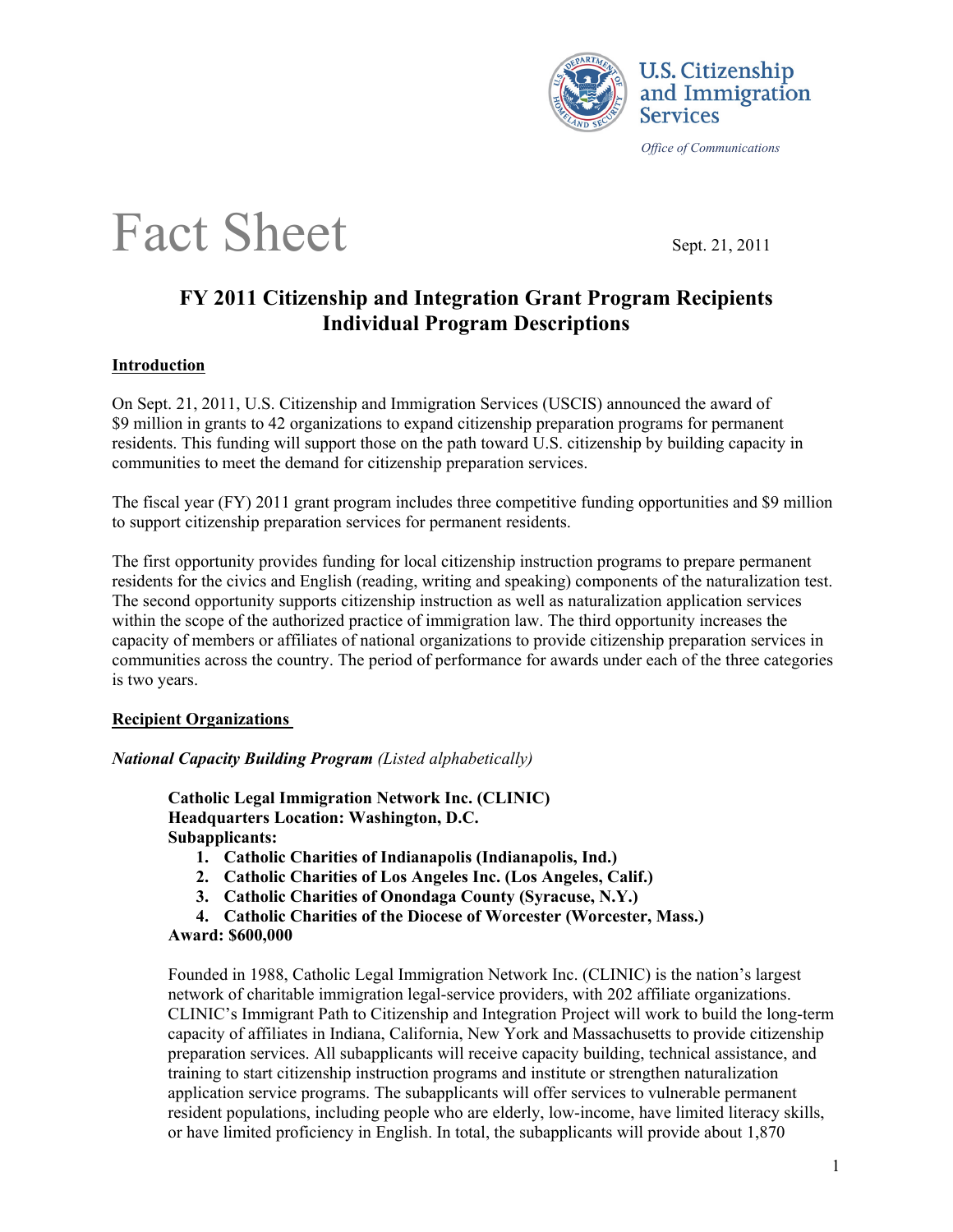U.S. Citizenship and Immigration Services

*Office of Communications*

# Fact Sheet

Sept. 21, 2011

## FY 2011 Citizenship and Integration Grant Program Recipients Individual Program Descriptions

### Introduction

On Sept. 21, 2011, U.S. Citizenship and Immigration Services (USCIS) announced the award of $9 million in grants to 42 organizations to expand citizenship preparation programs for permanent residents. This funding will support those on the path toward U.S. citizenship by building capacity in communities to meet the demand for citizenship preparation services.

The fiscal year (FY) 2011 grant program includes three competitive funding opportunities and $9 million to support citizenship preparation services for permanent residents.

The first opportunity provides funding for local citizenship instruction programs to prepare permanent residents for the civics and English (reading, writing and speaking) components of the naturalization test. The second opportunity supports citizenship instruction as well as naturalization application services within the scope of the authorized practice of immigration law. The third opportunity increases the capacity of members or affiliates of national organizations to provide citizenship preparation services in communities across the country. The period of performance for awards under each of the three categories is two years.

### Recipient Organizations

***National Capacity Building Program*** *(Listed alphabetically)*

**Catholic Legal Immigration Network Inc. (CLINIC)**
**Headquarters Location: Washington, D.C.**
**Subapplicants:**

1. **Catholic Charities of Indianapolis (Indianapolis, Ind.)**
2. **Catholic Charities of Los Angeles Inc. (Los Angeles, Calif.)**
3. **Catholic Charities of Onondaga County (Syracuse, N.Y.)**
4. **Catholic Charities of the Diocese of Worcester (Worcester, Mass.)**

**Award: $600,000**

Founded in 1988, Catholic Legal Immigration Network Inc. (CLINIC) is the nation's largest network of charitable immigration legal-service providers, with 202 affiliate organizations. CLINIC's Immigrant Path to Citizenship and Integration Project will work to build the long-term capacity of affiliates in Indiana, California, New York and Massachusetts to provide citizenship preparation services. All subapplicants will receive capacity building, technical assistance, and training to start citizenship instruction programs and institute or strengthen naturalization application service programs. The subapplicants will offer services to vulnerable permanent resident populations, including people who are elderly, low-income, have limited literacy skills, or have limited proficiency in English. In total, the subapplicants will provide about 1,870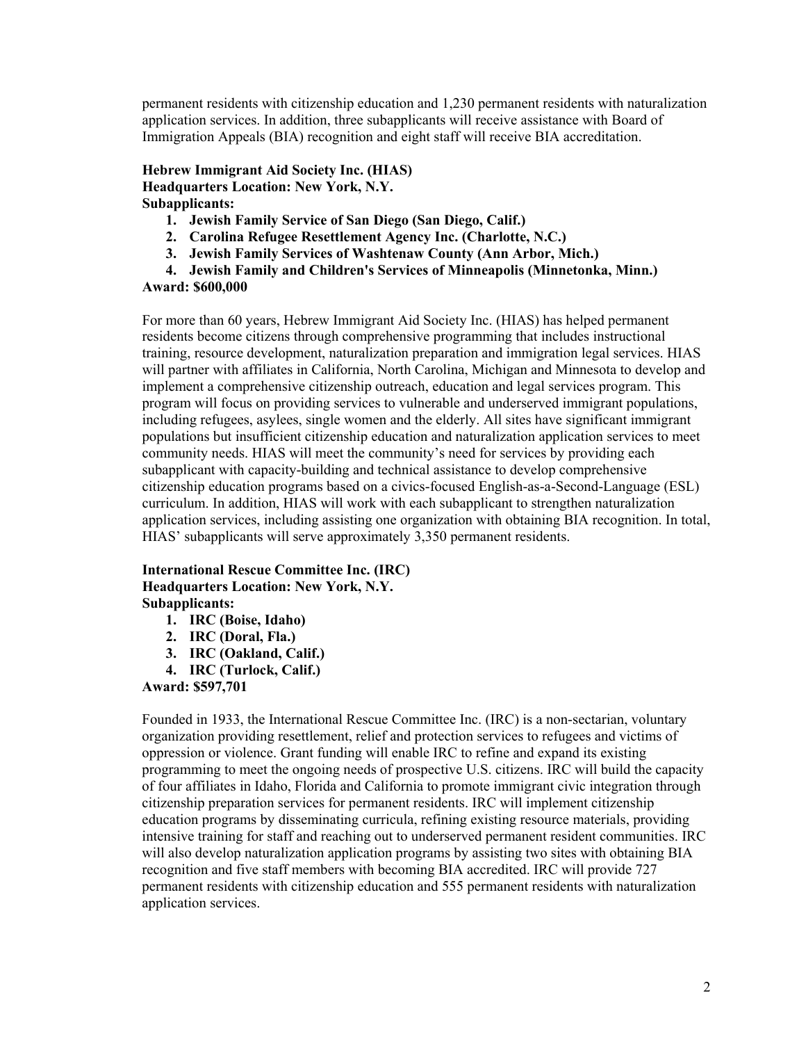permanent residents with citizenship education and 1,230 permanent residents with naturalization application services. In addition, three subapplicants will receive assistance with Board of Immigration Appeals (BIA) recognition and eight staff will receive BIA accreditation.

**Hebrew Immigrant Aid Society Inc. (HIAS)**
**Headquarters Location: New York, N.Y.**
**Subapplicants:**

1. **Jewish Family Service of San Diego (San Diego, Calif.)**
2. **Carolina Refugee Resettlement Agency Inc. (Charlotte, N.C.)**
3. **Jewish Family Services of Washtenaw County (Ann Arbor, Mich.)**
4. **Jewish Family and Children's Services of Minneapolis (Minnetonka, Minn.)**

**Award: $600,000**

For more than 60 years, Hebrew Immigrant Aid Society Inc. (HIAS) has helped permanent residents become citizens through comprehensive programming that includes instructional training, resource development, naturalization preparation and immigration legal services. HIAS will partner with affiliates in California, North Carolina, Michigan and Minnesota to develop and implement a comprehensive citizenship outreach, education and legal services program. This program will focus on providing services to vulnerable and underserved immigrant populations, including refugees, asylees, single women and the elderly. All sites have significant immigrant populations but insufficient citizenship education and naturalization application services to meet community needs. HIAS will meet the community's need for services by providing each subapplicant with capacity-building and technical assistance to develop comprehensive citizenship education programs based on a civics-focused English-as-a-Second-Language (ESL) curriculum. In addition, HIAS will work with each subapplicant to strengthen naturalization application services, including assisting one organization with obtaining BIA recognition. In total, HIAS' subapplicants will serve approximately 3,350 permanent residents.

**International Rescue Committee Inc. (IRC)**
**Headquarters Location: New York, N.Y.**
**Subapplicants:**

1. **IRC (Boise, Idaho)**
2. **IRC (Doral, Fla.)**
3. **IRC (Oakland, Calif.)**
4. **IRC (Turlock, Calif.)**

**Award: $597,701**

Founded in 1933, the International Rescue Committee Inc. (IRC) is a non-sectarian, voluntary organization providing resettlement, relief and protection services to refugees and victims of oppression or violence. Grant funding will enable IRC to refine and expand its existing programming to meet the ongoing needs of prospective U.S. citizens. IRC will build the capacity of four affiliates in Idaho, Florida and California to promote immigrant civic integration through citizenship preparation services for permanent residents. IRC will implement citizenship education programs by disseminating curricula, refining existing resource materials, providing intensive training for staff and reaching out to underserved permanent resident communities. IRC will also develop naturalization application programs by assisting two sites with obtaining BIA recognition and five staff members with becoming BIA accredited. IRC will provide 727 permanent residents with citizenship education and 555 permanent residents with naturalization application services.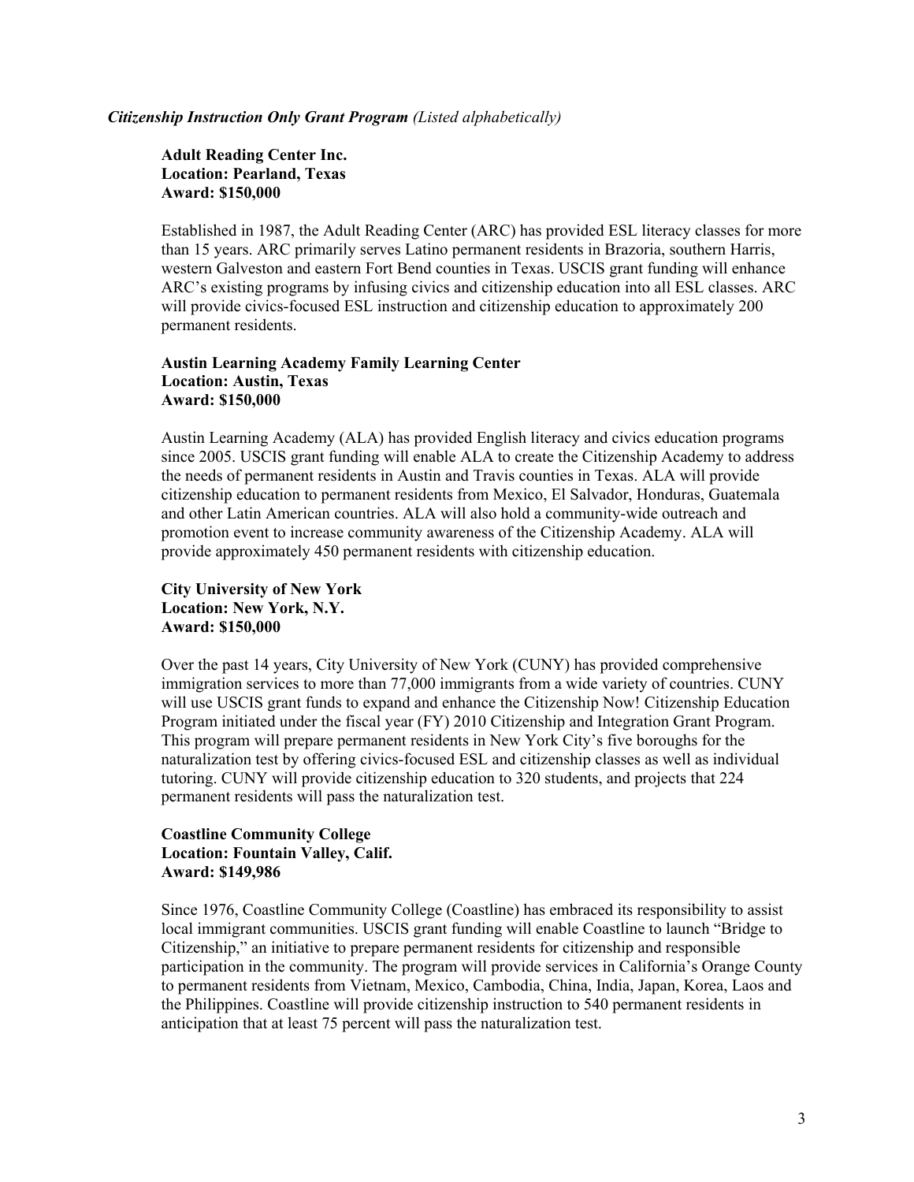***Citizenship Instruction Only Grant Program** (Listed alphabetically)*

**Adult Reading Center Inc.**
**Location: Pearland, Texas**
**Award: $150,000**

Established in 1987, the Adult Reading Center (ARC) has provided ESL literacy classes for more than 15 years. ARC primarily serves Latino permanent residents in Brazoria, southern Harris, western Galveston and eastern Fort Bend counties in Texas. USCIS grant funding will enhance ARC's existing programs by infusing civics and citizenship education into all ESL classes. ARC will provide civics-focused ESL instruction and citizenship education to approximately 200 permanent residents.

**Austin Learning Academy Family Learning Center**
**Location: Austin, Texas**
**Award: $150,000**

Austin Learning Academy (ALA) has provided English literacy and civics education programs since 2005. USCIS grant funding will enable ALA to create the Citizenship Academy to address the needs of permanent residents in Austin and Travis counties in Texas. ALA will provide citizenship education to permanent residents from Mexico, El Salvador, Honduras, Guatemala and other Latin American countries. ALA will also hold a community-wide outreach and promotion event to increase community awareness of the Citizenship Academy. ALA will provide approximately 450 permanent residents with citizenship education.

**City University of New York**
**Location: New York, N.Y.**
**Award: $150,000**

Over the past 14 years, City University of New York (CUNY) has provided comprehensive immigration services to more than 77,000 immigrants from a wide variety of countries. CUNY will use USCIS grant funds to expand and enhance the Citizenship Now! Citizenship Education Program initiated under the fiscal year (FY) 2010 Citizenship and Integration Grant Program. This program will prepare permanent residents in New York City's five boroughs for the naturalization test by offering civics-focused ESL and citizenship classes as well as individual tutoring. CUNY will provide citizenship education to 320 students, and projects that 224 permanent residents will pass the naturalization test.

**Coastline Community College**
**Location: Fountain Valley, Calif.**
**Award: $149,986**

Since 1976, Coastline Community College (Coastline) has embraced its responsibility to assist local immigrant communities. USCIS grant funding will enable Coastline to launch "Bridge to Citizenship," an initiative to prepare permanent residents for citizenship and responsible participation in the community. The program will provide services in California's Orange County to permanent residents from Vietnam, Mexico, Cambodia, China, India, Japan, Korea, Laos and the Philippines. Coastline will provide citizenship instruction to 540 permanent residents in anticipation that at least 75 percent will pass the naturalization test.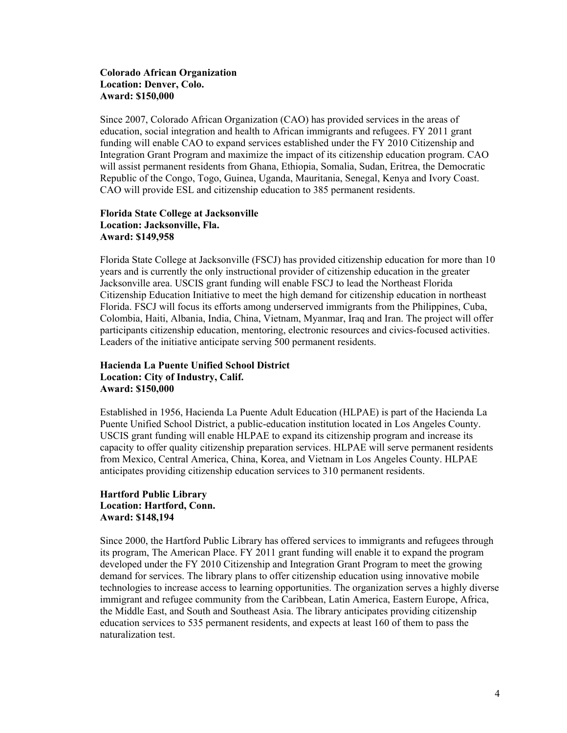**Colorado African Organization**
**Location: Denver, Colo.**
**Award: $150,000**

Since 2007, Colorado African Organization (CAO) has provided services in the areas of education, social integration and health to African immigrants and refugees. FY 2011 grant funding will enable CAO to expand services established under the FY 2010 Citizenship and Integration Grant Program and maximize the impact of its citizenship education program. CAO will assist permanent residents from Ghana, Ethiopia, Somalia, Sudan, Eritrea, the Democratic Republic of the Congo, Togo, Guinea, Uganda, Mauritania, Senegal, Kenya and Ivory Coast. CAO will provide ESL and citizenship education to 385 permanent residents.

**Florida State College at Jacksonville**
**Location: Jacksonville, Fla.**
**Award: $149,958**

Florida State College at Jacksonville (FSCJ) has provided citizenship education for more than 10 years and is currently the only instructional provider of citizenship education in the greater Jacksonville area. USCIS grant funding will enable FSCJ to lead the Northeast Florida Citizenship Education Initiative to meet the high demand for citizenship education in northeast Florida. FSCJ will focus its efforts among underserved immigrants from the Philippines, Cuba, Colombia, Haiti, Albania, India, China, Vietnam, Myanmar, Iraq and Iran. The project will offer participants citizenship education, mentoring, electronic resources and civics-focused activities. Leaders of the initiative anticipate serving 500 permanent residents.

**Hacienda La Puente Unified School District**
**Location: City of Industry, Calif.**
**Award: $150,000**

Established in 1956, Hacienda La Puente Adult Education (HLPAE) is part of the Hacienda La Puente Unified School District, a public-education institution located in Los Angeles County. USCIS grant funding will enable HLPAE to expand its citizenship program and increase its capacity to offer quality citizenship preparation services. HLPAE will serve permanent residents from Mexico, Central America, China, Korea, and Vietnam in Los Angeles County. HLPAE anticipates providing citizenship education services to 310 permanent residents.

**Hartford Public Library**
**Location: Hartford, Conn.**
**Award: $148,194**

Since 2000, the Hartford Public Library has offered services to immigrants and refugees through its program, The American Place. FY 2011 grant funding will enable it to expand the program developed under the FY 2010 Citizenship and Integration Grant Program to meet the growing demand for services. The library plans to offer citizenship education using innovative mobile technologies to increase access to learning opportunities. The organization serves a highly diverse immigrant and refugee community from the Caribbean, Latin America, Eastern Europe, Africa, the Middle East, and South and Southeast Asia. The library anticipates providing citizenship education services to 535 permanent residents, and expects at least 160 of them to pass the naturalization test.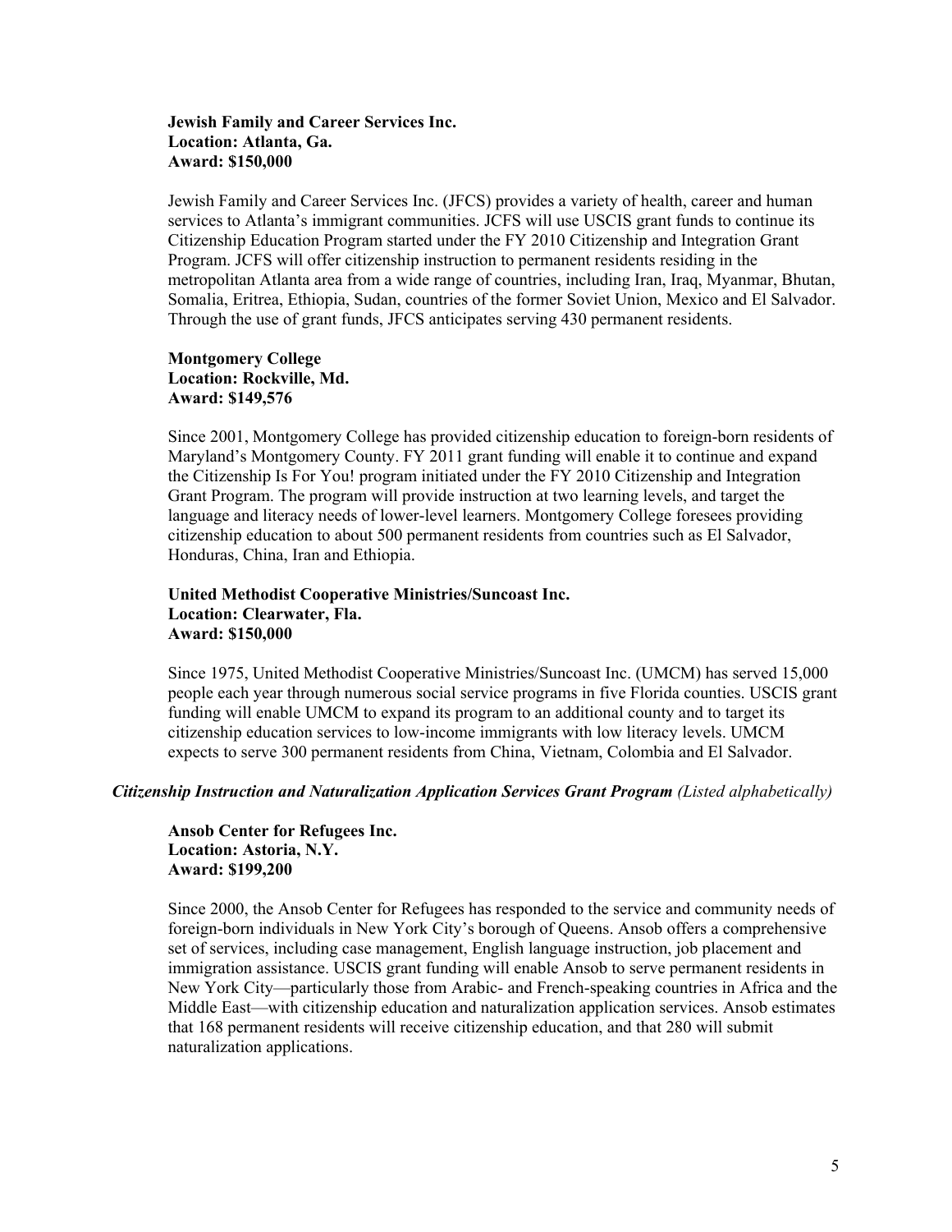**Jewish Family and Career Services Inc.**
**Location: Atlanta, Ga.**
**Award: $150,000**

Jewish Family and Career Services Inc. (JFCS) provides a variety of health, career and human services to Atlanta's immigrant communities. JCFS will use USCIS grant funds to continue its Citizenship Education Program started under the FY 2010 Citizenship and Integration Grant Program. JCFS will offer citizenship instruction to permanent residents residing in the metropolitan Atlanta area from a wide range of countries, including Iran, Iraq, Myanmar, Bhutan, Somalia, Eritrea, Ethiopia, Sudan, countries of the former Soviet Union, Mexico and El Salvador. Through the use of grant funds, JFCS anticipates serving 430 permanent residents.

**Montgomery College**
**Location: Rockville, Md.**
**Award: $149,576**

Since 2001, Montgomery College has provided citizenship education to foreign-born residents of Maryland's Montgomery County. FY 2011 grant funding will enable it to continue and expand the Citizenship Is For You! program initiated under the FY 2010 Citizenship and Integration Grant Program. The program will provide instruction at two learning levels, and target the language and literacy needs of lower-level learners. Montgomery College foresees providing citizenship education to about 500 permanent residents from countries such as El Salvador, Honduras, China, Iran and Ethiopia.

**United Methodist Cooperative Ministries/Suncoast Inc.**
**Location: Clearwater, Fla.**
**Award: $150,000**

Since 1975, United Methodist Cooperative Ministries/Suncoast Inc. (UMCM) has served 15,000 people each year through numerous social service programs in five Florida counties. USCIS grant funding will enable UMCM to expand its program to an additional county and to target its citizenship education services to low-income immigrants with low literacy levels. UMCM expects to serve 300 permanent residents from China, Vietnam, Colombia and El Salvador.

***Citizenship Instruction and Naturalization Application Services Grant Program*** *(Listed alphabetically)*

**Ansob Center for Refugees Inc.**
**Location: Astoria, N.Y.**
**Award: $199,200**

Since 2000, the Ansob Center for Refugees has responded to the service and community needs of foreign-born individuals in New York City's borough of Queens. Ansob offers a comprehensive set of services, including case management, English language instruction, job placement and immigration assistance. USCIS grant funding will enable Ansob to serve permanent residents in New York City—particularly those from Arabic- and French-speaking countries in Africa and the Middle East—with citizenship education and naturalization application services. Ansob estimates that 168 permanent residents will receive citizenship education, and that 280 will submit naturalization applications.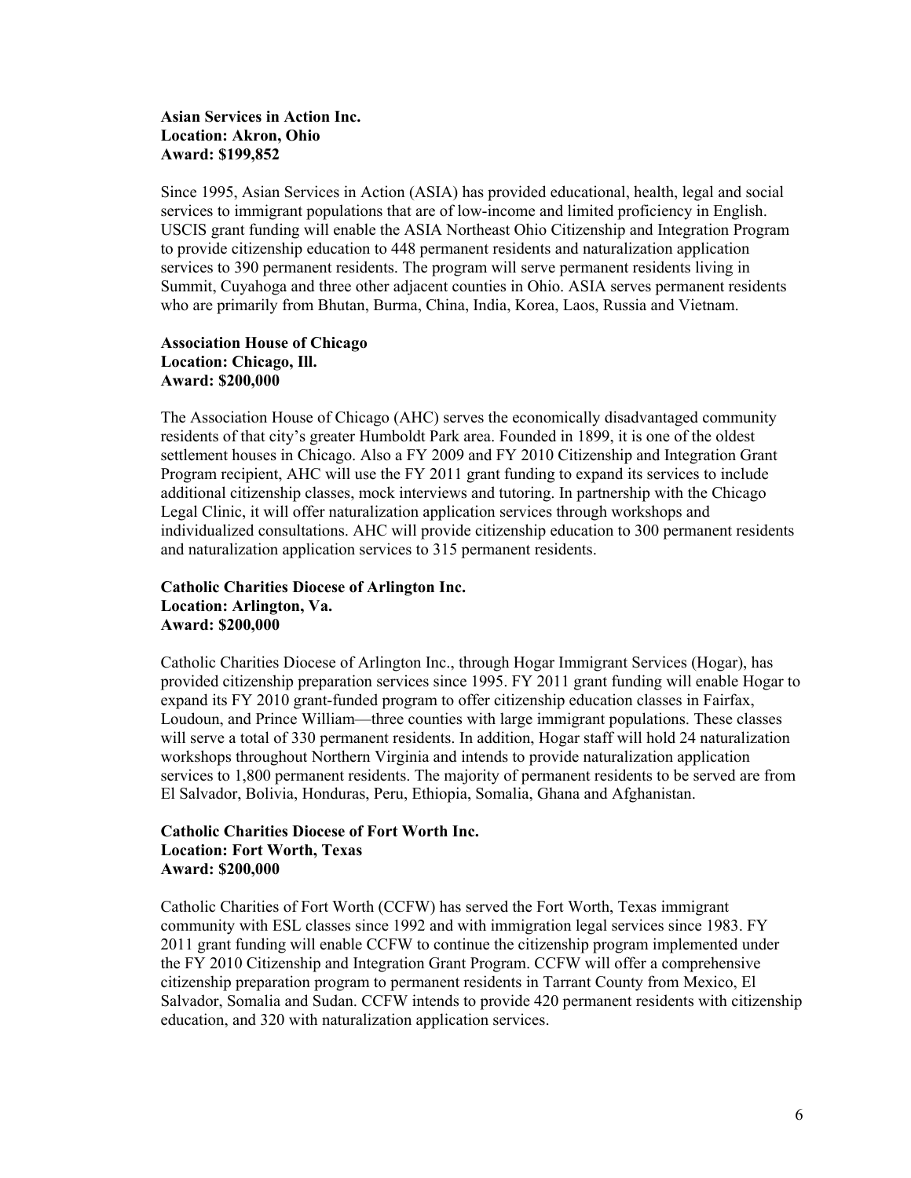**Asian Services in Action Inc.**
**Location: Akron, Ohio**
**Award: $199,852**

Since 1995, Asian Services in Action (ASIA) has provided educational, health, legal and social services to immigrant populations that are of low-income and limited proficiency in English. USCIS grant funding will enable the ASIA Northeast Ohio Citizenship and Integration Program to provide citizenship education to 448 permanent residents and naturalization application services to 390 permanent residents. The program will serve permanent residents living in Summit, Cuyahoga and three other adjacent counties in Ohio. ASIA serves permanent residents who are primarily from Bhutan, Burma, China, India, Korea, Laos, Russia and Vietnam.

**Association House of Chicago**
**Location: Chicago, Ill.**
**Award: $200,000**

The Association House of Chicago (AHC) serves the economically disadvantaged community residents of that city's greater Humboldt Park area. Founded in 1899, it is one of the oldest settlement houses in Chicago. Also a FY 2009 and FY 2010 Citizenship and Integration Grant Program recipient, AHC will use the FY 2011 grant funding to expand its services to include additional citizenship classes, mock interviews and tutoring. In partnership with the Chicago Legal Clinic, it will offer naturalization application services through workshops and individualized consultations. AHC will provide citizenship education to 300 permanent residents and naturalization application services to 315 permanent residents.

**Catholic Charities Diocese of Arlington Inc.**
**Location: Arlington, Va.**
**Award: $200,000**

Catholic Charities Diocese of Arlington Inc., through Hogar Immigrant Services (Hogar), has provided citizenship preparation services since 1995. FY 2011 grant funding will enable Hogar to expand its FY 2010 grant-funded program to offer citizenship education classes in Fairfax, Loudoun, and Prince William—three counties with large immigrant populations. These classes will serve a total of 330 permanent residents. In addition, Hogar staff will hold 24 naturalization workshops throughout Northern Virginia and intends to provide naturalization application services to 1,800 permanent residents. The majority of permanent residents to be served are from El Salvador, Bolivia, Honduras, Peru, Ethiopia, Somalia, Ghana and Afghanistan.

**Catholic Charities Diocese of Fort Worth Inc.**
**Location: Fort Worth, Texas**
**Award: $200,000**

Catholic Charities of Fort Worth (CCFW) has served the Fort Worth, Texas immigrant community with ESL classes since 1992 and with immigration legal services since 1983. FY 2011 grant funding will enable CCFW to continue the citizenship program implemented under the FY 2010 Citizenship and Integration Grant Program. CCFW will offer a comprehensive citizenship preparation program to permanent residents in Tarrant County from Mexico, El Salvador, Somalia and Sudan. CCFW intends to provide 420 permanent residents with citizenship education, and 320 with naturalization application services.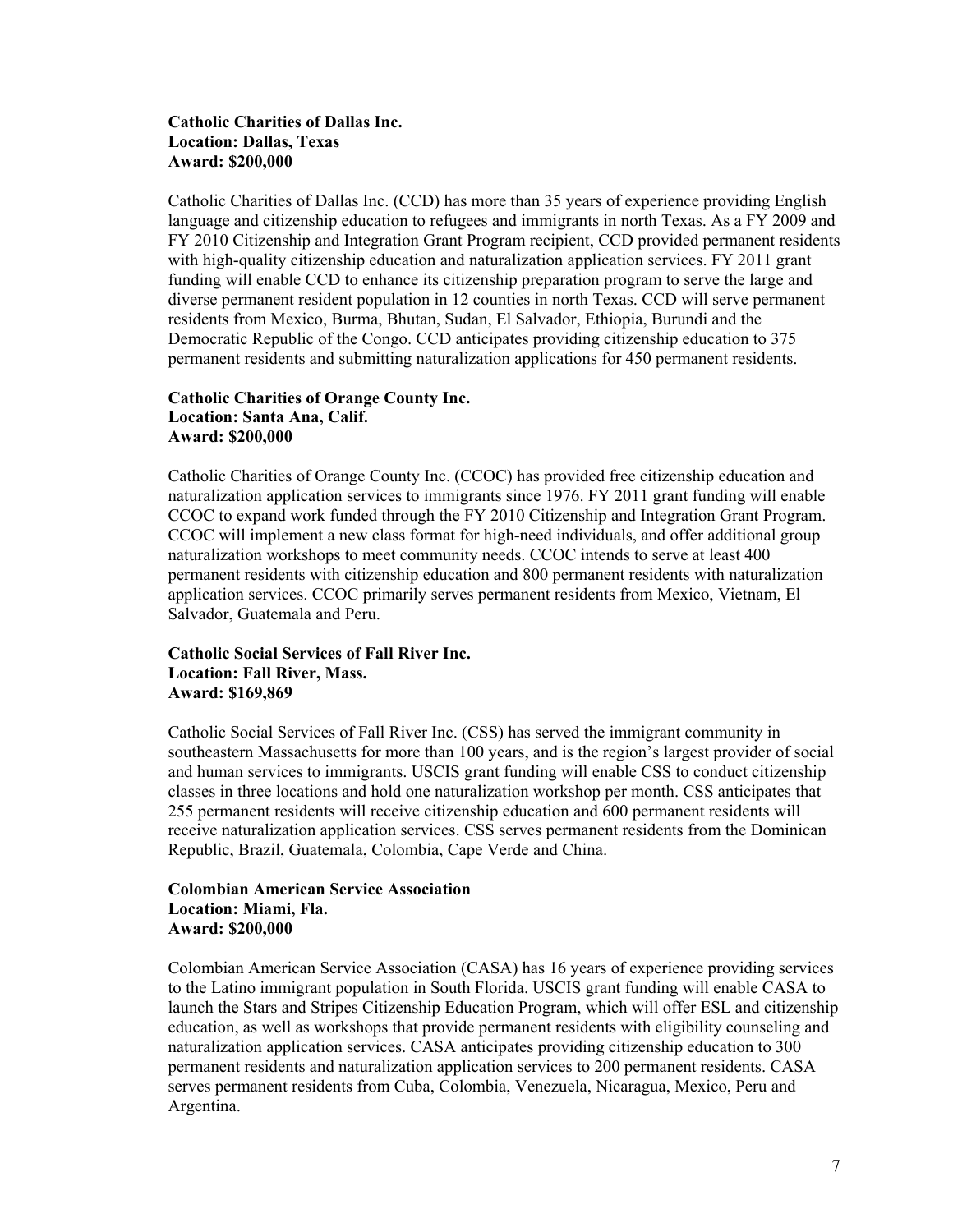**Catholic Charities of Dallas Inc.**
**Location: Dallas, Texas**
**Award: $200,000**

Catholic Charities of Dallas Inc. (CCD) has more than 35 years of experience providing English language and citizenship education to refugees and immigrants in north Texas. As a FY 2009 and FY 2010 Citizenship and Integration Grant Program recipient, CCD provided permanent residents with high-quality citizenship education and naturalization application services. FY 2011 grant funding will enable CCD to enhance its citizenship preparation program to serve the large and diverse permanent resident population in 12 counties in north Texas. CCD will serve permanent residents from Mexico, Burma, Bhutan, Sudan, El Salvador, Ethiopia, Burundi and the Democratic Republic of the Congo. CCD anticipates providing citizenship education to 375 permanent residents and submitting naturalization applications for 450 permanent residents.

**Catholic Charities of Orange County Inc.**
**Location: Santa Ana, Calif.**
**Award: $200,000**

Catholic Charities of Orange County Inc. (CCOC) has provided free citizenship education and naturalization application services to immigrants since 1976. FY 2011 grant funding will enable CCOC to expand work funded through the FY 2010 Citizenship and Integration Grant Program. CCOC will implement a new class format for high-need individuals, and offer additional group naturalization workshops to meet community needs. CCOC intends to serve at least 400 permanent residents with citizenship education and 800 permanent residents with naturalization application services. CCOC primarily serves permanent residents from Mexico, Vietnam, El Salvador, Guatemala and Peru.

**Catholic Social Services of Fall River Inc.**
**Location: Fall River, Mass.**
**Award: $169,869**

Catholic Social Services of Fall River Inc. (CSS) has served the immigrant community in southeastern Massachusetts for more than 100 years, and is the region's largest provider of social and human services to immigrants. USCIS grant funding will enable CSS to conduct citizenship classes in three locations and hold one naturalization workshop per month. CSS anticipates that 255 permanent residents will receive citizenship education and 600 permanent residents will receive naturalization application services. CSS serves permanent residents from the Dominican Republic, Brazil, Guatemala, Colombia, Cape Verde and China.

**Colombian American Service Association**
**Location: Miami, Fla.**
**Award: $200,000**

Colombian American Service Association (CASA) has 16 years of experience providing services to the Latino immigrant population in South Florida. USCIS grant funding will enable CASA to launch the Stars and Stripes Citizenship Education Program, which will offer ESL and citizenship education, as well as workshops that provide permanent residents with eligibility counseling and naturalization application services. CASA anticipates providing citizenship education to 300 permanent residents and naturalization application services to 200 permanent residents. CASA serves permanent residents from Cuba, Colombia, Venezuela, Nicaragua, Mexico, Peru and Argentina.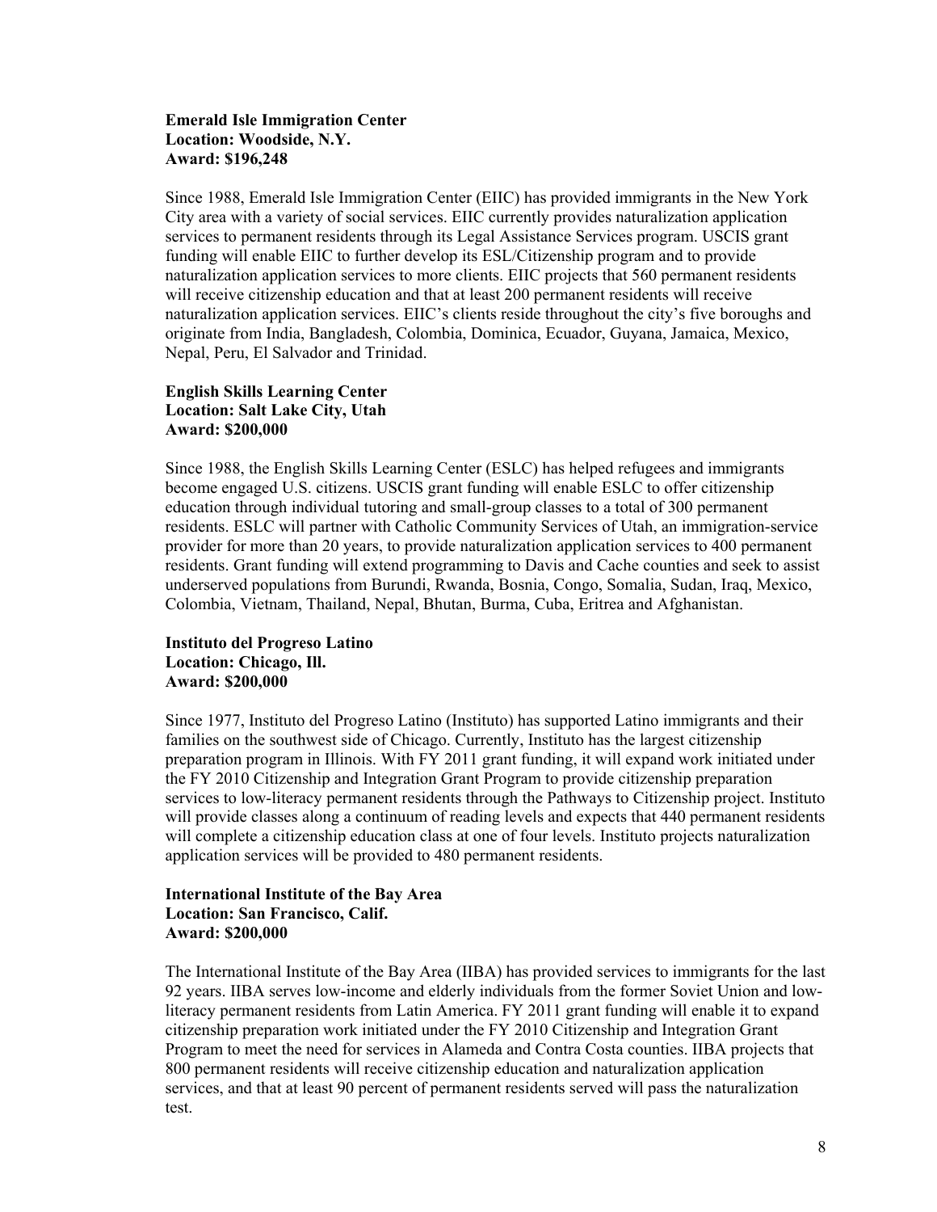**Emerald Isle Immigration Center**
**Location: Woodside, N.Y.**
**Award: $196,248**

Since 1988, Emerald Isle Immigration Center (EIIC) has provided immigrants in the New York City area with a variety of social services. EIIC currently provides naturalization application services to permanent residents through its Legal Assistance Services program. USCIS grant funding will enable EIIC to further develop its ESL/Citizenship program and to provide naturalization application services to more clients. EIIC projects that 560 permanent residents will receive citizenship education and that at least 200 permanent residents will receive naturalization application services. EIIC's clients reside throughout the city's five boroughs and originate from India, Bangladesh, Colombia, Dominica, Ecuador, Guyana, Jamaica, Mexico, Nepal, Peru, El Salvador and Trinidad.

**English Skills Learning Center**
**Location: Salt Lake City, Utah**
**Award: $200,000**

Since 1988, the English Skills Learning Center (ESLC) has helped refugees and immigrants become engaged U.S. citizens. USCIS grant funding will enable ESLC to offer citizenship education through individual tutoring and small-group classes to a total of 300 permanent residents. ESLC will partner with Catholic Community Services of Utah, an immigration-service provider for more than 20 years, to provide naturalization application services to 400 permanent residents. Grant funding will extend programming to Davis and Cache counties and seek to assist underserved populations from Burundi, Rwanda, Bosnia, Congo, Somalia, Sudan, Iraq, Mexico, Colombia, Vietnam, Thailand, Nepal, Bhutan, Burma, Cuba, Eritrea and Afghanistan.

**Instituto del Progreso Latino**
**Location: Chicago, Ill.**
**Award: $200,000**

Since 1977, Instituto del Progreso Latino (Instituto) has supported Latino immigrants and their families on the southwest side of Chicago. Currently, Instituto has the largest citizenship preparation program in Illinois. With FY 2011 grant funding, it will expand work initiated under the FY 2010 Citizenship and Integration Grant Program to provide citizenship preparation services to low-literacy permanent residents through the Pathways to Citizenship project. Instituto will provide classes along a continuum of reading levels and expects that 440 permanent residents will complete a citizenship education class at one of four levels. Instituto projects naturalization application services will be provided to 480 permanent residents.

**International Institute of the Bay Area**
**Location: San Francisco, Calif.**
**Award: $200,000**

The International Institute of the Bay Area (IIBA) has provided services to immigrants for the last 92 years. IIBA serves low-income and elderly individuals from the former Soviet Union and low-literacy permanent residents from Latin America. FY 2011 grant funding will enable it to expand citizenship preparation work initiated under the FY 2010 Citizenship and Integration Grant Program to meet the need for services in Alameda and Contra Costa counties. IIBA projects that 800 permanent residents will receive citizenship education and naturalization application services, and that at least 90 percent of permanent residents served will pass the naturalization test.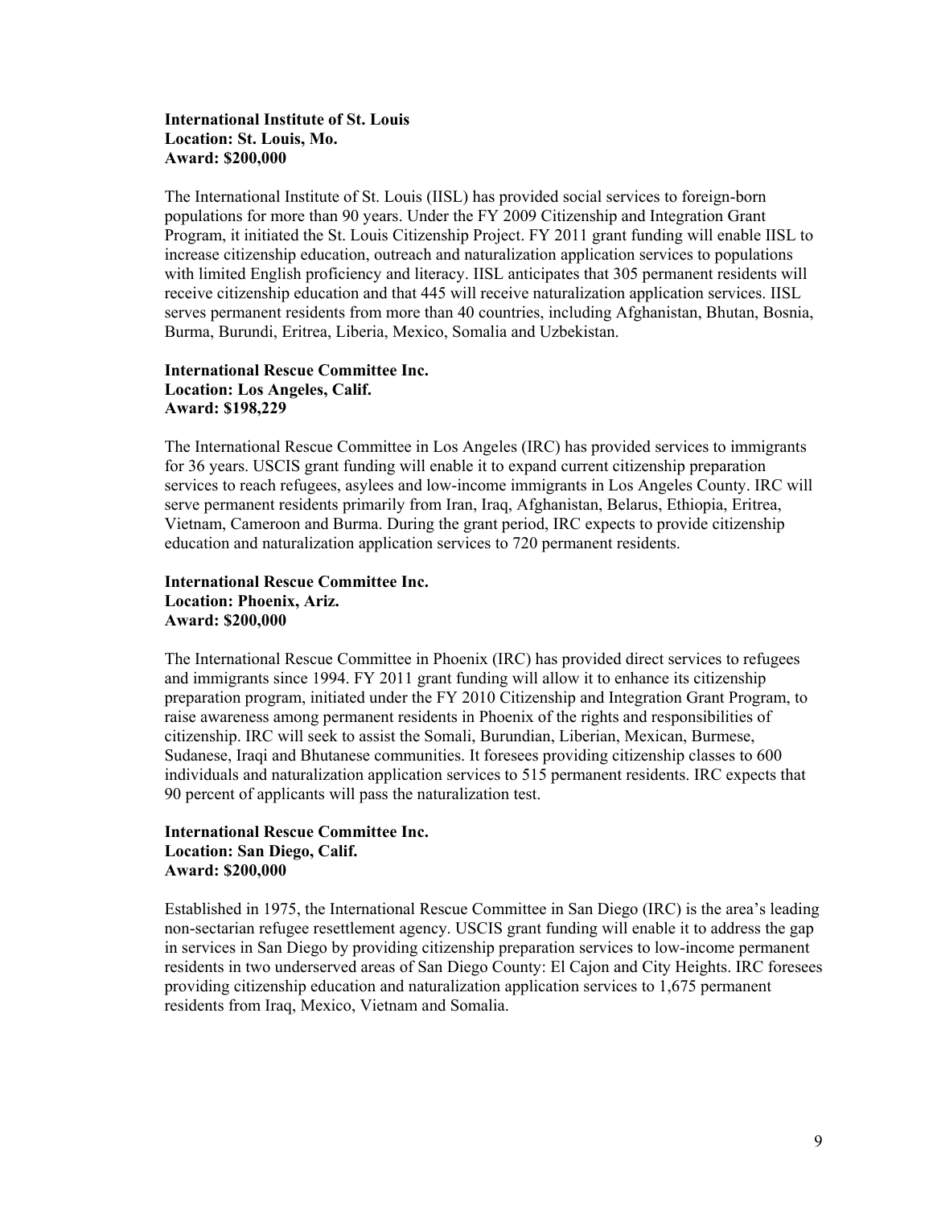**International Institute of St. Louis**
**Location: St. Louis, Mo.**
**Award: $200,000**

The International Institute of St. Louis (IISL) has provided social services to foreign-born populations for more than 90 years. Under the FY 2009 Citizenship and Integration Grant Program, it initiated the St. Louis Citizenship Project. FY 2011 grant funding will enable IISL to increase citizenship education, outreach and naturalization application services to populations with limited English proficiency and literacy. IISL anticipates that 305 permanent residents will receive citizenship education and that 445 will receive naturalization application services. IISL serves permanent residents from more than 40 countries, including Afghanistan, Bhutan, Bosnia, Burma, Burundi, Eritrea, Liberia, Mexico, Somalia and Uzbekistan.

**International Rescue Committee Inc.**
**Location: Los Angeles, Calif.**
**Award: $198,229**

The International Rescue Committee in Los Angeles (IRC) has provided services to immigrants for 36 years. USCIS grant funding will enable it to expand current citizenship preparation services to reach refugees, asylees and low-income immigrants in Los Angeles County. IRC will serve permanent residents primarily from Iran, Iraq, Afghanistan, Belarus, Ethiopia, Eritrea, Vietnam, Cameroon and Burma. During the grant period, IRC expects to provide citizenship education and naturalization application services to 720 permanent residents.

**International Rescue Committee Inc.**
**Location: Phoenix, Ariz.**
**Award: $200,000**

The International Rescue Committee in Phoenix (IRC) has provided direct services to refugees and immigrants since 1994. FY 2011 grant funding will allow it to enhance its citizenship preparation program, initiated under the FY 2010 Citizenship and Integration Grant Program, to raise awareness among permanent residents in Phoenix of the rights and responsibilities of citizenship. IRC will seek to assist the Somali, Burundian, Liberian, Mexican, Burmese, Sudanese, Iraqi and Bhutanese communities. It foresees providing citizenship classes to 600 individuals and naturalization application services to 515 permanent residents. IRC expects that 90 percent of applicants will pass the naturalization test.

**International Rescue Committee Inc.**
**Location: San Diego, Calif.**
**Award: $200,000**

Established in 1975, the International Rescue Committee in San Diego (IRC) is the area's leading non-sectarian refugee resettlement agency. USCIS grant funding will enable it to address the gap in services in San Diego by providing citizenship preparation services to low-income permanent residents in two underserved areas of San Diego County: El Cajon and City Heights. IRC foresees providing citizenship education and naturalization application services to 1,675 permanent residents from Iraq, Mexico, Vietnam and Somalia.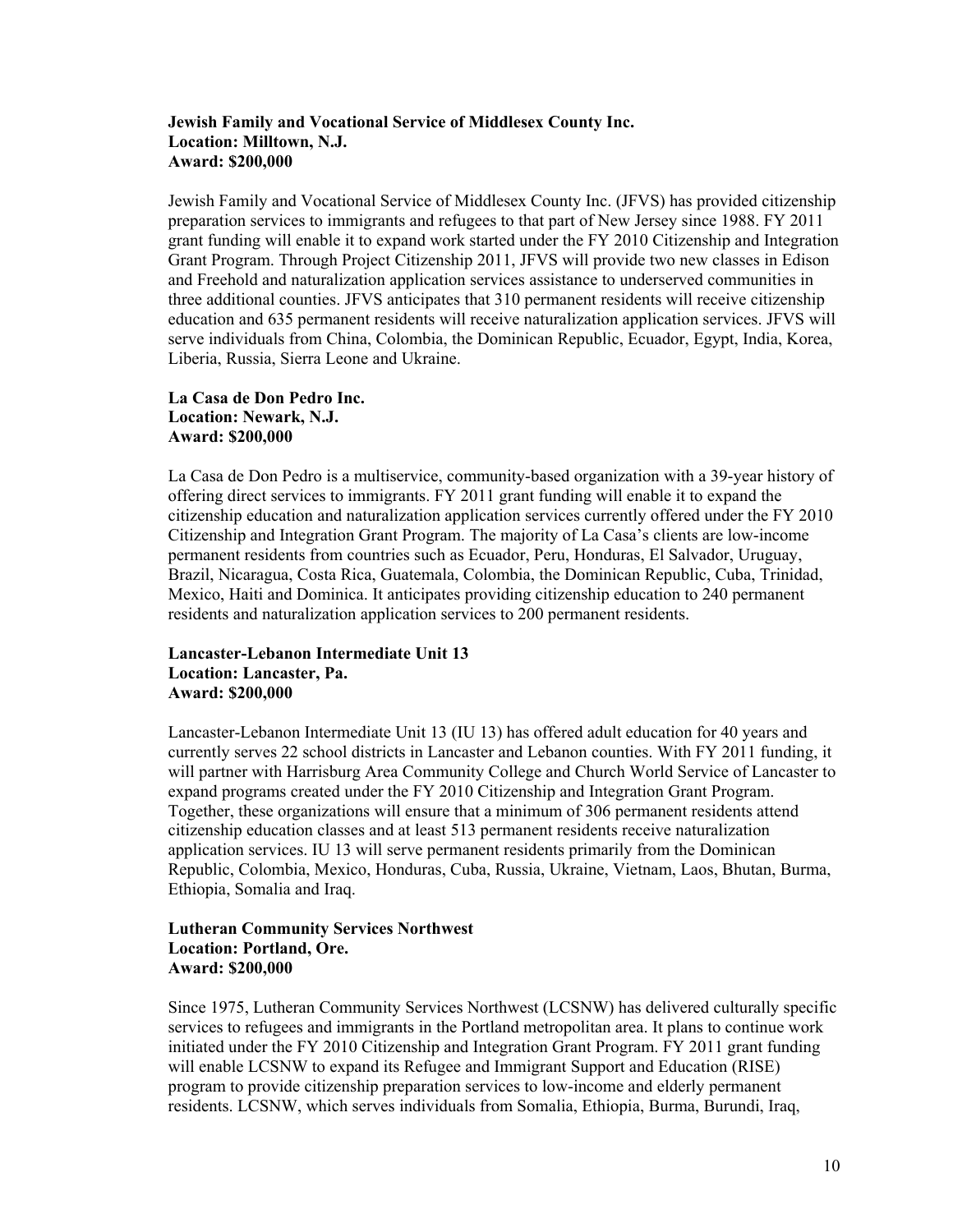**Jewish Family and Vocational Service of Middlesex County Inc.**
**Location: Milltown, N.J.**
**Award: $200,000**

Jewish Family and Vocational Service of Middlesex County Inc. (JFVS) has provided citizenship preparation services to immigrants and refugees to that part of New Jersey since 1988. FY 2011 grant funding will enable it to expand work started under the FY 2010 Citizenship and Integration Grant Program. Through Project Citizenship 2011, JFVS will provide two new classes in Edison and Freehold and naturalization application services assistance to underserved communities in three additional counties. JFVS anticipates that 310 permanent residents will receive citizenship education and 635 permanent residents will receive naturalization application services. JFVS will serve individuals from China, Colombia, the Dominican Republic, Ecuador, Egypt, India, Korea, Liberia, Russia, Sierra Leone and Ukraine.

**La Casa de Don Pedro Inc.**
**Location: Newark, N.J.**
**Award: $200,000**

La Casa de Don Pedro is a multiservice, community-based organization with a 39-year history of offering direct services to immigrants. FY 2011 grant funding will enable it to expand the citizenship education and naturalization application services currently offered under the FY 2010 Citizenship and Integration Grant Program. The majority of La Casa's clients are low-income permanent residents from countries such as Ecuador, Peru, Honduras, El Salvador, Uruguay, Brazil, Nicaragua, Costa Rica, Guatemala, Colombia, the Dominican Republic, Cuba, Trinidad, Mexico, Haiti and Dominica. It anticipates providing citizenship education to 240 permanent residents and naturalization application services to 200 permanent residents.

**Lancaster-Lebanon Intermediate Unit 13**
**Location: Lancaster, Pa.**
**Award: $200,000**

Lancaster-Lebanon Intermediate Unit 13 (IU 13) has offered adult education for 40 years and currently serves 22 school districts in Lancaster and Lebanon counties. With FY 2011 funding, it will partner with Harrisburg Area Community College and Church World Service of Lancaster to expand programs created under the FY 2010 Citizenship and Integration Grant Program. Together, these organizations will ensure that a minimum of 306 permanent residents attend citizenship education classes and at least 513 permanent residents receive naturalization application services. IU 13 will serve permanent residents primarily from the Dominican Republic, Colombia, Mexico, Honduras, Cuba, Russia, Ukraine, Vietnam, Laos, Bhutan, Burma, Ethiopia, Somalia and Iraq.

**Lutheran Community Services Northwest**
**Location: Portland, Ore.**
**Award: $200,000**

Since 1975, Lutheran Community Services Northwest (LCSNW) has delivered culturally specific services to refugees and immigrants in the Portland metropolitan area. It plans to continue work initiated under the FY 2010 Citizenship and Integration Grant Program. FY 2011 grant funding will enable LCSNW to expand its Refugee and Immigrant Support and Education (RISE) program to provide citizenship preparation services to low-income and elderly permanent residents. LCSNW, which serves individuals from Somalia, Ethiopia, Burma, Burundi, Iraq,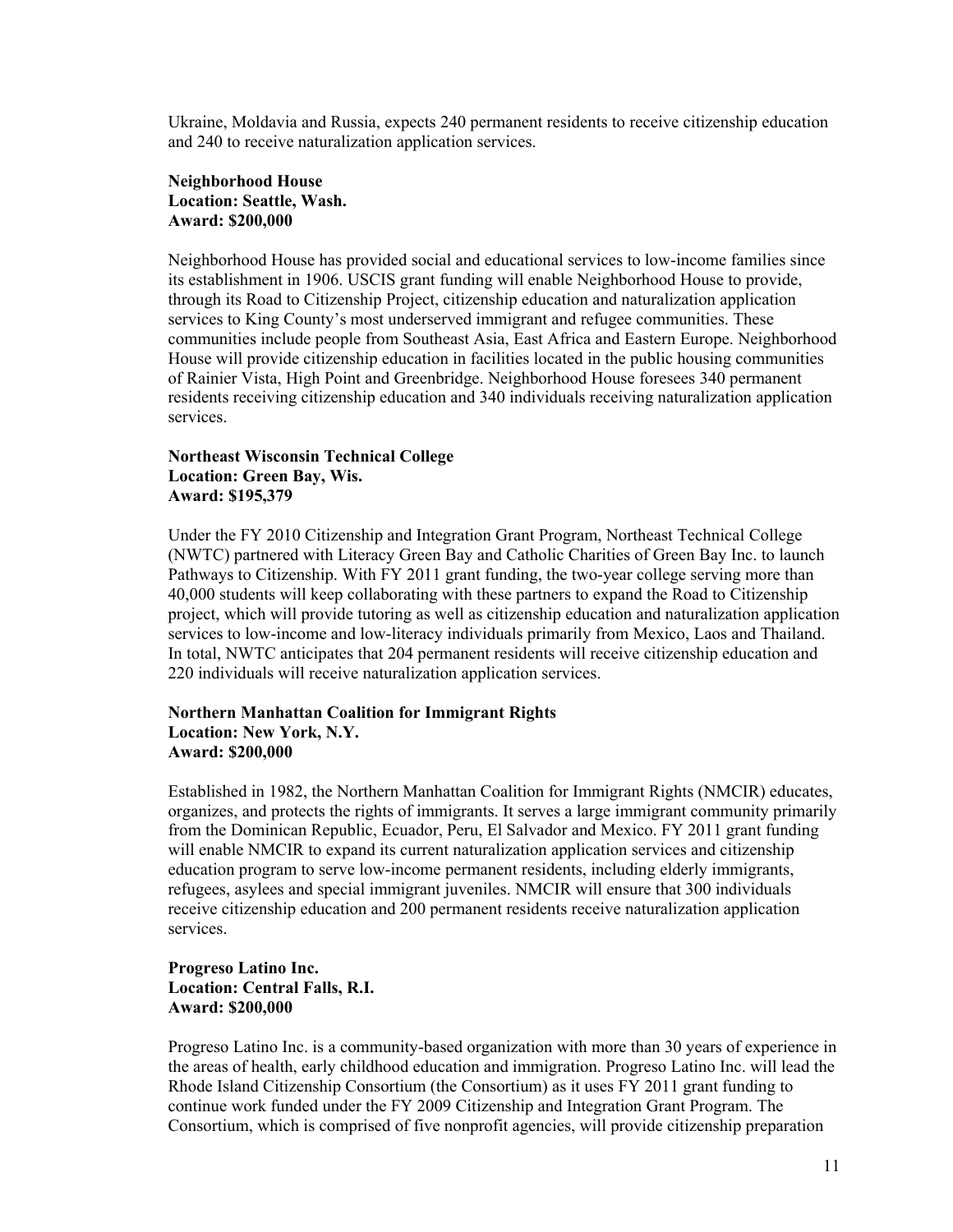Ukraine, Moldavia and Russia, expects 240 permanent residents to receive citizenship education and 240 to receive naturalization application services.

**Neighborhood House**
**Location: Seattle, Wash.**
**Award: $200,000**

Neighborhood House has provided social and educational services to low-income families since its establishment in 1906. USCIS grant funding will enable Neighborhood House to provide, through its Road to Citizenship Project, citizenship education and naturalization application services to King County's most underserved immigrant and refugee communities. These communities include people from Southeast Asia, East Africa and Eastern Europe. Neighborhood House will provide citizenship education in facilities located in the public housing communities of Rainier Vista, High Point and Greenbridge. Neighborhood House foresees 340 permanent residents receiving citizenship education and 340 individuals receiving naturalization application services.

**Northeast Wisconsin Technical College**
**Location: Green Bay, Wis.**
**Award: $195,379**

Under the FY 2010 Citizenship and Integration Grant Program, Northeast Technical College (NWTC) partnered with Literacy Green Bay and Catholic Charities of Green Bay Inc. to launch Pathways to Citizenship. With FY 2011 grant funding, the two-year college serving more than 40,000 students will keep collaborating with these partners to expand the Road to Citizenship project, which will provide tutoring as well as citizenship education and naturalization application services to low-income and low-literacy individuals primarily from Mexico, Laos and Thailand. In total, NWTC anticipates that 204 permanent residents will receive citizenship education and 220 individuals will receive naturalization application services.

**Northern Manhattan Coalition for Immigrant Rights**
**Location: New York, N.Y.**
**Award: $200,000**

Established in 1982, the Northern Manhattan Coalition for Immigrant Rights (NMCIR) educates, organizes, and protects the rights of immigrants. It serves a large immigrant community primarily from the Dominican Republic, Ecuador, Peru, El Salvador and Mexico. FY 2011 grant funding will enable NMCIR to expand its current naturalization application services and citizenship education program to serve low-income permanent residents, including elderly immigrants, refugees, asylees and special immigrant juveniles. NMCIR will ensure that 300 individuals receive citizenship education and 200 permanent residents receive naturalization application services.

**Progreso Latino Inc.**
**Location: Central Falls, R.I.**
**Award: $200,000**

Progreso Latino Inc. is a community-based organization with more than 30 years of experience in the areas of health, early childhood education and immigration. Progreso Latino Inc. will lead the Rhode Island Citizenship Consortium (the Consortium) as it uses FY 2011 grant funding to continue work funded under the FY 2009 Citizenship and Integration Grant Program. The Consortium, which is comprised of five nonprofit agencies, will provide citizenship preparation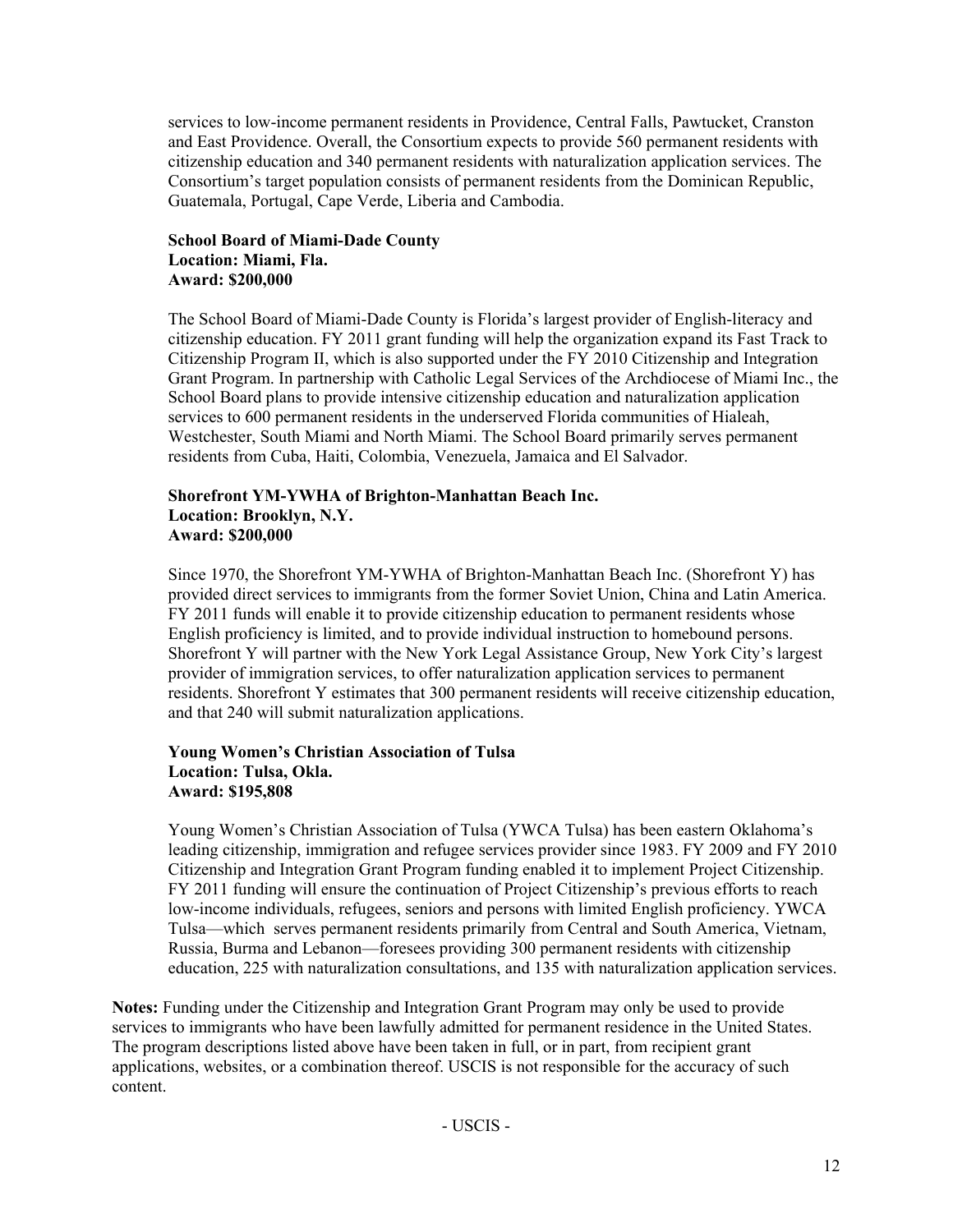services to low-income permanent residents in Providence, Central Falls, Pawtucket, Cranston and East Providence. Overall, the Consortium expects to provide 560 permanent residents with citizenship education and 340 permanent residents with naturalization application services. The Consortium's target population consists of permanent residents from the Dominican Republic, Guatemala, Portugal, Cape Verde, Liberia and Cambodia.

**School Board of Miami-Dade County**
**Location: Miami, Fla.**
**Award: $200,000**

The School Board of Miami-Dade County is Florida's largest provider of English-literacy and citizenship education. FY 2011 grant funding will help the organization expand its Fast Track to Citizenship Program II, which is also supported under the FY 2010 Citizenship and Integration Grant Program. In partnership with Catholic Legal Services of the Archdiocese of Miami Inc., the School Board plans to provide intensive citizenship education and naturalization application services to 600 permanent residents in the underserved Florida communities of Hialeah, Westchester, South Miami and North Miami. The School Board primarily serves permanent residents from Cuba, Haiti, Colombia, Venezuela, Jamaica and El Salvador.

**Shorefront YM-YWHA of Brighton-Manhattan Beach Inc.**
**Location: Brooklyn, N.Y.**
**Award: $200,000**

Since 1970, the Shorefront YM-YWHA of Brighton-Manhattan Beach Inc. (Shorefront Y) has provided direct services to immigrants from the former Soviet Union, China and Latin America. FY 2011 funds will enable it to provide citizenship education to permanent residents whose English proficiency is limited, and to provide individual instruction to homebound persons. Shorefront Y will partner with the New York Legal Assistance Group, New York City's largest provider of immigration services, to offer naturalization application services to permanent residents. Shorefront Y estimates that 300 permanent residents will receive citizenship education, and that 240 will submit naturalization applications.

**Young Women's Christian Association of Tulsa**
**Location: Tulsa, Okla.**
**Award: $195,808**

Young Women's Christian Association of Tulsa (YWCA Tulsa) has been eastern Oklahoma's leading citizenship, immigration and refugee services provider since 1983. FY 2009 and FY 2010 Citizenship and Integration Grant Program funding enabled it to implement Project Citizenship. FY 2011 funding will ensure the continuation of Project Citizenship's previous efforts to reach low-income individuals, refugees, seniors and persons with limited English proficiency. YWCA Tulsa—which serves permanent residents primarily from Central and South America, Vietnam, Russia, Burma and Lebanon—foresees providing 300 permanent residents with citizenship education, 225 with naturalization consultations, and 135 with naturalization application services.

**Notes:** Funding under the Citizenship and Integration Grant Program may only be used to provide services to immigrants who have been lawfully admitted for permanent residence in the United States. The program descriptions listed above have been taken in full, or in part, from recipient grant applications, websites, or a combination thereof. USCIS is not responsible for the accuracy of such content.

- USCIS -